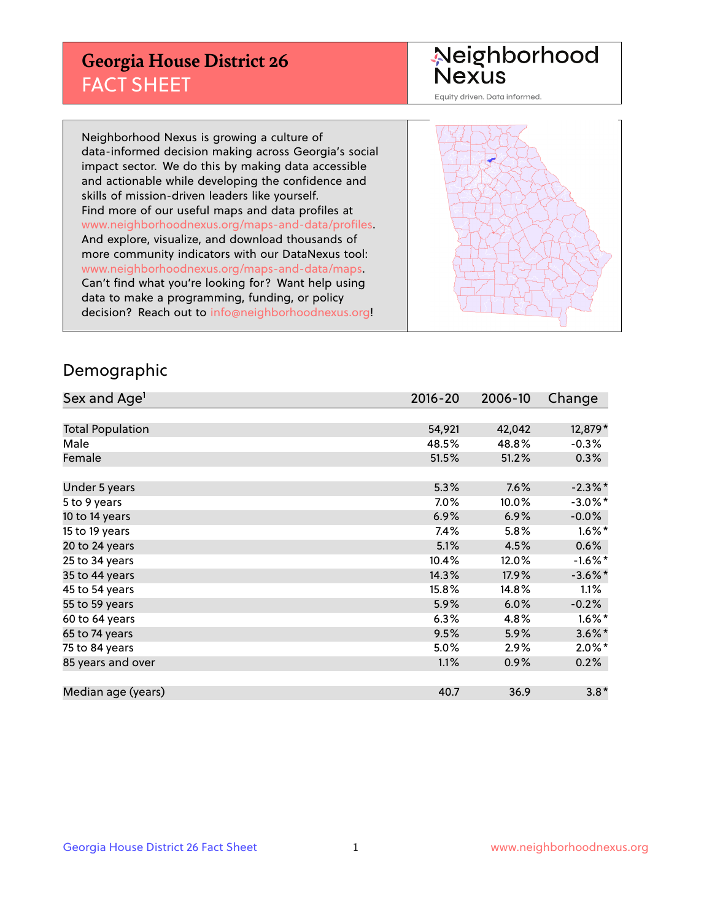# Georgia House District 26
## FACT SHEET

Neighborhood Nexus

Equity driven. Data informed.

Neighborhood Nexus is growing a culture of data-informed decision making across Georgia's social impact sector. We do this by making data accessible and actionable while developing the confidence and skills of mission-driven leaders like yourself. Find more of our useful maps and data profiles at www.neighborhoodnexus.org/maps-and-data/profiles. And explore, visualize, and download thousands of more community indicators with our DataNexus tool: www.neighborhoodnexus.org/maps-and-data/maps. Can't find what you're looking for? Want help using data to make a programming, funding, or policy decision? Reach out to info@neighborhoodnexus.org!

## Demographic

| Sex and Age[1] | 2016-20 | 2006-10 | Change |
|---|---|---|---|
| Total Population | 54,921 | 42,042 | 12,879* |
| Male | 48.5% | 48.8% | -0.3% |
| Female | 51.5% | 51.2% | 0.3% |
| Under 5 years | 5.3% | 7.6% | -2.3%* |
| 5 to 9 years | 7.0% | 10.0% | -3.0%* |
| 10 to 14 years | 6.9% | 6.9% | -0.0% |
| 15 to 19 years | 7.4% | 5.8% | 1.6%* |
| 20 to 24 years | 5.1% | 4.5% | 0.6% |
| 25 to 34 years | 10.4% | 12.0% | -1.6%* |
| 35 to 44 years | 14.3% | 17.9% | -3.6%* |
| 45 to 54 years | 15.8% | 14.8% | 1.1% |
| 55 to 59 years | 5.9% | 6.0% | -0.2% |
| 60 to 64 years | 6.3% | 4.8% | 1.6%* |
| 65 to 74 years | 9.5% | 5.9% | 3.6%* |
| 75 to 84 years | 5.0% | 2.9% | 2.0%* |
| 85 years and over | 1.1% | 0.9% | 0.2% |
| Median age (years) | 40.7 | 36.9 | 3.8* |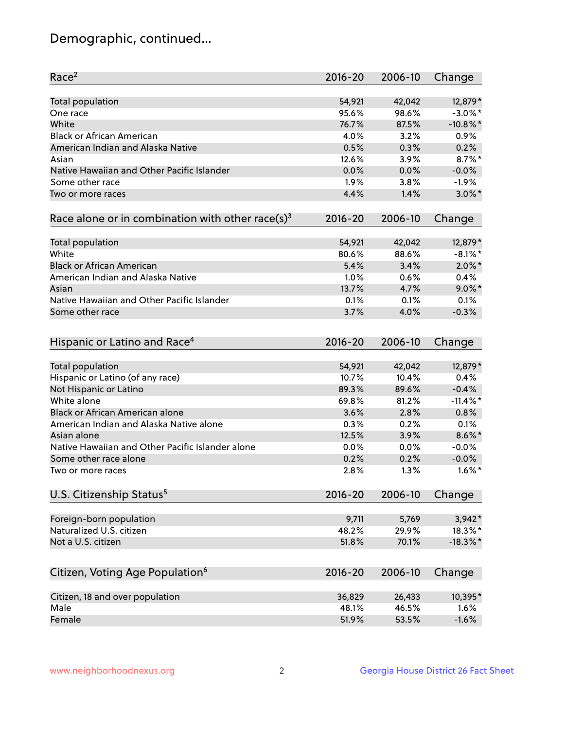# Demographic, continued...

| Race[2] | 2016-20 | 2006-10 | Change |
|---|---|---|---|
| Total population | 54,921 | 42,042 | 12,879* |
| One race | 95.6% | 98.6% | -3.0%* |
| White | 76.7% | 87.5% | -10.8%* |
| Black or African American | 4.0% | 3.2% | 0.9% |
| American Indian and Alaska Native | 0.5% | 0.3% | 0.2% |
| Asian | 12.6% | 3.9% | 8.7%* |
| Native Hawaiian and Other Pacific Islander | 0.0% | 0.0% | -0.0% |
| Some other race | 1.9% | 3.8% | -1.9% |
| Two or more races | 4.4% | 1.4% | 3.0%* |

| Race alone or in combination with other race(s)[3] | 2016-20 | 2006-10 | Change |
|---|---|---|---|
| Total population | 54,921 | 42,042 | 12,879* |
| White | 80.6% | 88.6% | -8.1%* |
| Black or African American | 5.4% | 3.4% | 2.0%* |
| American Indian and Alaska Native | 1.0% | 0.6% | 0.4% |
| Asian | 13.7% | 4.7% | 9.0%* |
| Native Hawaiian and Other Pacific Islander | 0.1% | 0.1% | 0.1% |
| Some other race | 3.7% | 4.0% | -0.3% |

| Hispanic or Latino and Race[4] | 2016-20 | 2006-10 | Change |
|---|---|---|---|
| Total population | 54,921 | 42,042 | 12,879* |
| Hispanic or Latino (of any race) | 10.7% | 10.4% | 0.4% |
| Not Hispanic or Latino | 89.3% | 89.6% | -0.4% |
| White alone | 69.8% | 81.2% | -11.4%* |
| Black or African American alone | 3.6% | 2.8% | 0.8% |
| American Indian and Alaska Native alone | 0.3% | 0.2% | 0.1% |
| Asian alone | 12.5% | 3.9% | 8.6%* |
| Native Hawaiian and Other Pacific Islander alone | 0.0% | 0.0% | -0.0% |
| Some other race alone | 0.2% | 0.2% | -0.0% |
| Two or more races | 2.8% | 1.3% | 1.6%* |

| U.S. Citizenship Status[5] | 2016-20 | 2006-10 | Change |
|---|---|---|---|
| Foreign-born population | 9,711 | 5,769 | 3,942* |
| Naturalized U.S. citizen | 48.2% | 29.9% | 18.3%* |
| Not a U.S. citizen | 51.8% | 70.1% | -18.3%* |

| Citizen, Voting Age Population[6] | 2016-20 | 2006-10 | Change |
|---|---|---|---|
| Citizen, 18 and over population | 36,829 | 26,433 | 10,395* |
| Male | 48.1% | 46.5% | 1.6% |
| Female | 51.9% | 53.5% | -1.6% |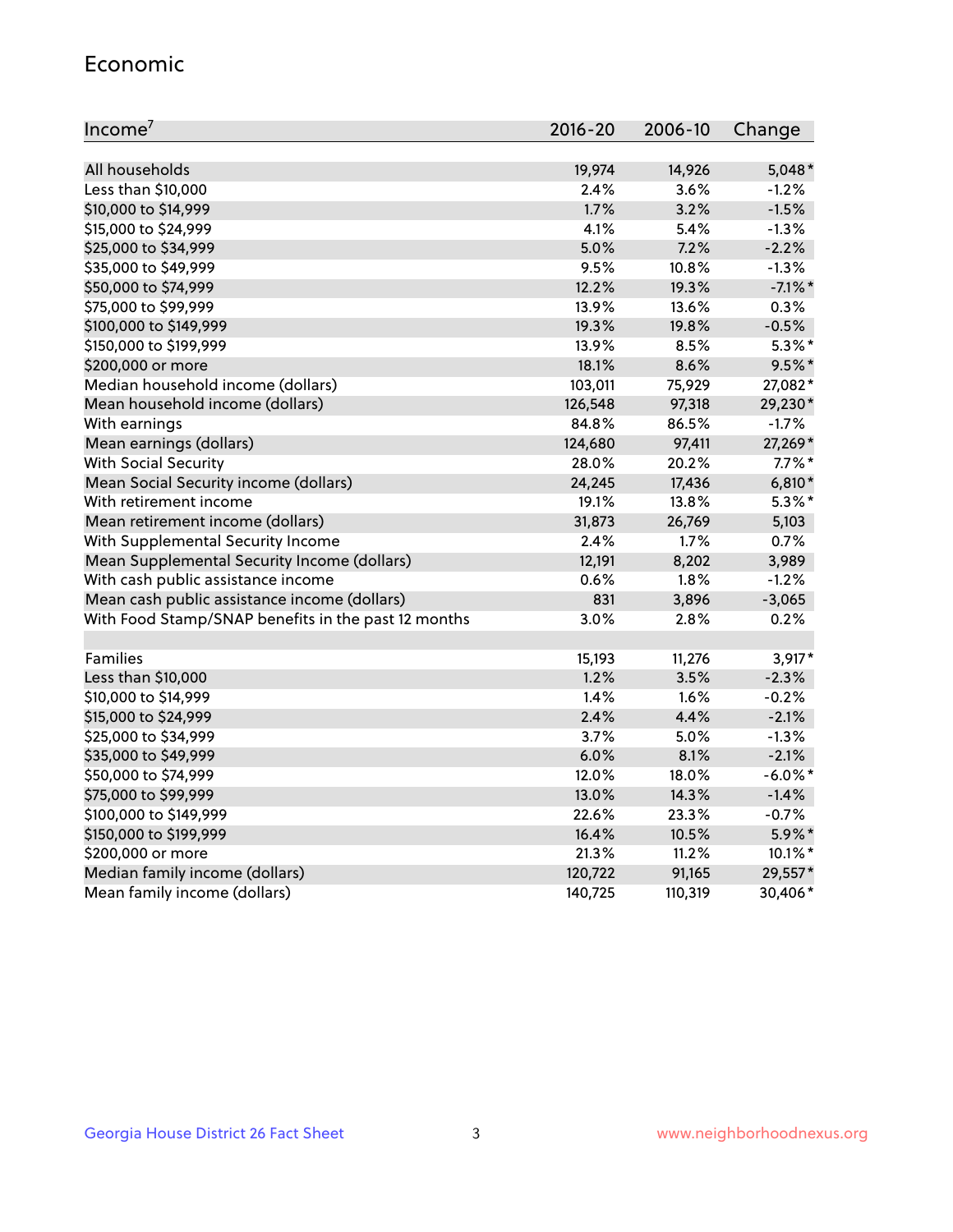## Economic

| Income[7] | 2016-20 | 2006-10 | Change |
|---|---|---|---|
| All households | 19,974 | 14,926 | 5,048* |
| Less than $10,000 | 2.4% | 3.6% | -1.2% |
| $10,000 to $14,999 | 1.7% | 3.2% | -1.5% |
| $15,000 to $24,999 | 4.1% | 5.4% | -1.3% |
| $25,000 to $34,999 | 5.0% | 7.2% | -2.2% |
| $35,000 to $49,999 | 9.5% | 10.8% | -1.3% |
| $50,000 to $74,999 | 12.2% | 19.3% | -7.1%* |
| $75,000 to $99,999 | 13.9% | 13.6% | 0.3% |
| $100,000 to $149,999 | 19.3% | 19.8% | -0.5% |
| $150,000 to $199,999 | 13.9% | 8.5% | 5.3%* |
| $200,000 or more | 18.1% | 8.6% | 9.5%* |
| Median household income (dollars) | 103,011 | 75,929 | 27,082* |
| Mean household income (dollars) | 126,548 | 97,318 | 29,230* |
| With earnings | 84.8% | 86.5% | -1.7% |
| Mean earnings (dollars) | 124,680 | 97,411 | 27,269* |
| With Social Security | 28.0% | 20.2% | 7.7%* |
| Mean Social Security income (dollars) | 24,245 | 17,436 | 6,810* |
| With retirement income | 19.1% | 13.8% | 5.3%* |
| Mean retirement income (dollars) | 31,873 | 26,769 | 5,103 |
| With Supplemental Security Income | 2.4% | 1.7% | 0.7% |
| Mean Supplemental Security Income (dollars) | 12,191 | 8,202 | 3,989 |
| With cash public assistance income | 0.6% | 1.8% | -1.2% |
| Mean cash public assistance income (dollars) | 831 | 3,896 | -3,065 |
| With Food Stamp/SNAP benefits in the past 12 months | 3.0% | 2.8% | 0.2% |
| | | | |
| Families | 15,193 | 11,276 | 3,917* |
| Less than $10,000 | 1.2% | 3.5% | -2.3% |
| $10,000 to $14,999 | 1.4% | 1.6% | -0.2% |
| $15,000 to $24,999 | 2.4% | 4.4% | -2.1% |
| $25,000 to $34,999 | 3.7% | 5.0% | -1.3% |
| $35,000 to $49,999 | 6.0% | 8.1% | -2.1% |
| $50,000 to $74,999 | 12.0% | 18.0% | -6.0%* |
| $75,000 to $99,999 | 13.0% | 14.3% | -1.4% |
| $100,000 to $149,999 | 22.6% | 23.3% | -0.7% |
| $150,000 to $199,999 | 16.4% | 10.5% | 5.9%* |
| $200,000 or more | 21.3% | 11.2% | 10.1%* |
| Median family income (dollars) | 120,722 | 91,165 | 29,557* |
| Mean family income (dollars) | 140,725 | 110,319 | 30,406* |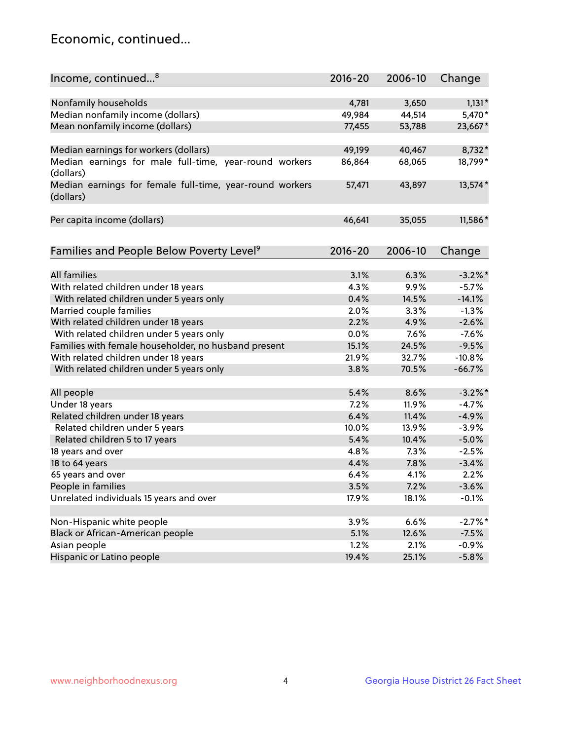## Economic, continued...

| Income, continued...[8] | 2016-20 | 2006-10 | Change |
|---|---|---|---|
| Nonfamily households | 4,781 | 3,650 | 1,131* |
| Median nonfamily income (dollars) | 49,984 | 44,514 | 5,470* |
| Mean nonfamily income (dollars) | 77,455 | 53,788 | 23,667* |
| Median earnings for workers (dollars) | 49,199 | 40,467 | 8,732* |
| Median earnings for male full-time, year-round workers (dollars) | 86,864 | 68,065 | 18,799* |
| Median earnings for female full-time, year-round workers (dollars) | 57,471 | 43,897 | 13,574* |
| Per capita income (dollars) | 46,641 | 35,055 | 11,586* |

| Families and People Below Poverty Level[9] | 2016-20 | 2006-10 | Change |
|---|---|---|---|
| All families | 3.1% | 6.3% | -3.2%* |
| With related children under 18 years | 4.3% | 9.9% | -5.7% |
| With related children under 5 years only | 0.4% | 14.5% | -14.1% |
| Married couple families | 2.0% | 3.3% | -1.3% |
| With related children under 18 years | 2.2% | 4.9% | -2.6% |
| With related children under 5 years only | 0.0% | 7.6% | -7.6% |
| Families with female householder, no husband present | 15.1% | 24.5% | -9.5% |
| With related children under 18 years | 21.9% | 32.7% | -10.8% |
| With related children under 5 years only | 3.8% | 70.5% | -66.7% |
| All people | 5.4% | 8.6% | -3.2%* |
| Under 18 years | 7.2% | 11.9% | -4.7% |
| Related children under 18 years | 6.4% | 11.4% | -4.9% |
| Related children under 5 years | 10.0% | 13.9% | -3.9% |
| Related children 5 to 17 years | 5.4% | 10.4% | -5.0% |
| 18 years and over | 4.8% | 7.3% | -2.5% |
| 18 to 64 years | 4.4% | 7.8% | -3.4% |
| 65 years and over | 6.4% | 4.1% | 2.2% |
| People in families | 3.5% | 7.2% | -3.6% |
| Unrelated individuals 15 years and over | 17.9% | 18.1% | -0.1% |
| Non-Hispanic white people | 3.9% | 6.6% | -2.7%* |
| Black or African-American people | 5.1% | 12.6% | -7.5% |
| Asian people | 1.2% | 2.1% | -0.9% |
| Hispanic or Latino people | 19.4% | 25.1% | -5.8% |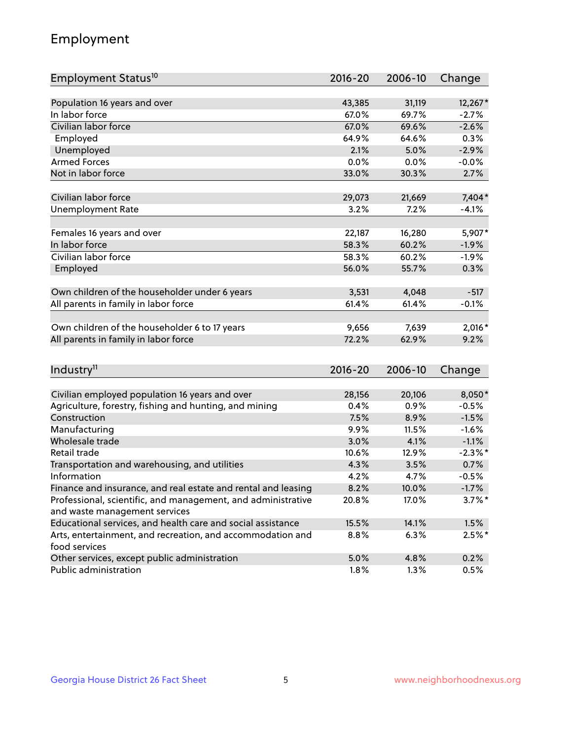## Employment

| Employment Status[10] | 2016-20 | 2006-10 | Change |
|---|---|---|---|
| Population 16 years and over | 43,385 | 31,119 | 12,267* |
| In labor force | 67.0% | 69.7% | -2.7% |
| Civilian labor force | 67.0% | 69.6% | -2.6% |
| Employed | 64.9% | 64.6% | 0.3% |
| Unemployed | 2.1% | 5.0% | -2.9% |
| Armed Forces | 0.0% | 0.0% | -0.0% |
| Not in labor force | 33.0% | 30.3% | 2.7% |
| | | | |
| Civilian labor force | 29,073 | 21,669 | 7,404* |
| Unemployment Rate | 3.2% | 7.2% | -4.1% |
| | | | |
| Females 16 years and over | 22,187 | 16,280 | 5,907* |
| In labor force | 58.3% | 60.2% | -1.9% |
| Civilian labor force | 58.3% | 60.2% | -1.9% |
| Employed | 56.0% | 55.7% | 0.3% |
| | | | |
| Own children of the householder under 6 years | 3,531 | 4,048 | -517 |
| All parents in family in labor force | 61.4% | 61.4% | -0.1% |
| | | | |
| Own children of the householder 6 to 17 years | 9,656 | 7,639 | 2,016* |
| All parents in family in labor force | 72.2% | 62.9% | 9.2% |

| Industry[11] | 2016-20 | 2006-10 | Change |
|---|---|---|---|
| Civilian employed population 16 years and over | 28,156 | 20,106 | 8,050* |
| Agriculture, forestry, fishing and hunting, and mining | 0.4% | 0.9% | -0.5% |
| Construction | 7.5% | 8.9% | -1.5% |
| Manufacturing | 9.9% | 11.5% | -1.6% |
| Wholesale trade | 3.0% | 4.1% | -1.1% |
| Retail trade | 10.6% | 12.9% | -2.3%* |
| Transportation and warehousing, and utilities | 4.3% | 3.5% | 0.7% |
| Information | 4.2% | 4.7% | -0.5% |
| Finance and insurance, and real estate and rental and leasing | 8.2% | 10.0% | -1.7% |
| Professional, scientific, and management, and administrative and waste management services | 20.8% | 17.0% | 3.7%* |
| Educational services, and health care and social assistance | 15.5% | 14.1% | 1.5% |
| Arts, entertainment, and recreation, and accommodation and food services | 8.8% | 6.3% | 2.5%* |
| Other services, except public administration | 5.0% | 4.8% | 0.2% |
| Public administration | 1.8% | 1.3% | 0.5% |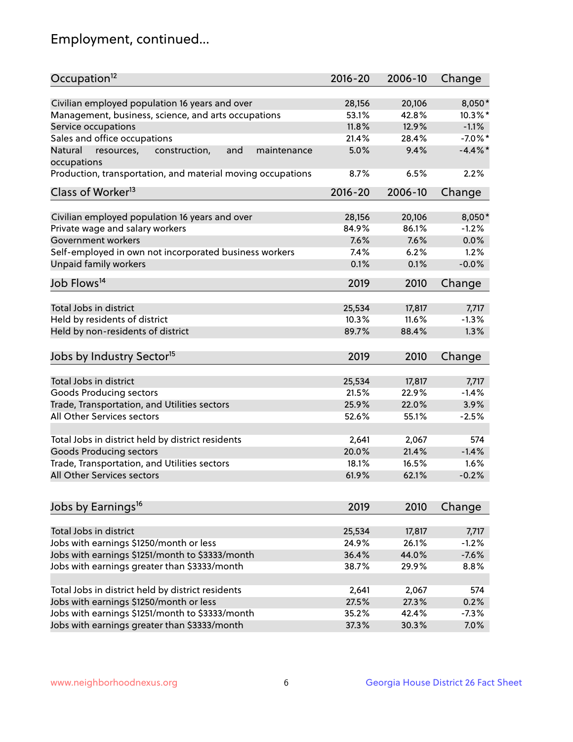## Employment, continued...

| Occupation[12] | 2016-20 | 2006-10 | Change |
|---|---|---|---|
| Civilian employed population 16 years and over | 28,156 | 20,106 | 8,050* |
| Management, business, science, and arts occupations | 53.1% | 42.8% | 10.3%* |
| Service occupations | 11.8% | 12.9% | -1.1% |
| Sales and office occupations | 21.4% | 28.4% | -7.0%* |
| Natural resources, construction, and maintenance occupations | 5.0% | 9.4% | -4.4%* |
| Production, transportation, and material moving occupations | 8.7% | 6.5% | 2.2% |

| Class of Worker[13] | 2016-20 | 2006-10 | Change |
|---|---|---|---|
| Civilian employed population 16 years and over | 28,156 | 20,106 | 8,050* |
| Private wage and salary workers | 84.9% | 86.1% | -1.2% |
| Government workers | 7.6% | 7.6% | 0.0% |
| Self-employed in own not incorporated business workers | 7.4% | 6.2% | 1.2% |
| Unpaid family workers | 0.1% | 0.1% | -0.0% |

| Job Flows[14] | 2019 | 2010 | Change |
|---|---|---|---|
| Total Jobs in district | 25,534 | 17,817 | 7,717 |
| Held by residents of district | 10.3% | 11.6% | -1.3% |
| Held by non-residents of district | 89.7% | 88.4% | 1.3% |

| Jobs by Industry Sector[15] | 2019 | 2010 | Change |
|---|---|---|---|
| Total Jobs in district | 25,534 | 17,817 | 7,717 |
| Goods Producing sectors | 21.5% | 22.9% | -1.4% |
| Trade, Transportation, and Utilities sectors | 25.9% | 22.0% | 3.9% |
| All Other Services sectors | 52.6% | 55.1% | -2.5% |
| | | | |
| Total Jobs in district held by district residents | 2,641 | 2,067 | 574 |
| Goods Producing sectors | 20.0% | 21.4% | -1.4% |
| Trade, Transportation, and Utilities sectors | 18.1% | 16.5% | 1.6% |
| All Other Services sectors | 61.9% | 62.1% | -0.2% |

| Jobs by Earnings[16] | 2019 | 2010 | Change |
|---|---|---|---|
| Total Jobs in district | 25,534 | 17,817 | 7,717 |
| Jobs with earnings $1250/month or less | 24.9% | 26.1% | -1.2% |
| Jobs with earnings $1251/month to $3333/month | 36.4% | 44.0% | -7.6% |
| Jobs with earnings greater than $3333/month | 38.7% | 29.9% | 8.8% |
| | | | |
| Total Jobs in district held by district residents | 2,641 | 2,067 | 574 |
| Jobs with earnings $1250/month or less | 27.5% | 27.3% | 0.2% |
| Jobs with earnings $1251/month to $3333/month | 35.2% | 42.4% | -7.3% |
| Jobs with earnings greater than $3333/month | 37.3% | 30.3% | 7.0% |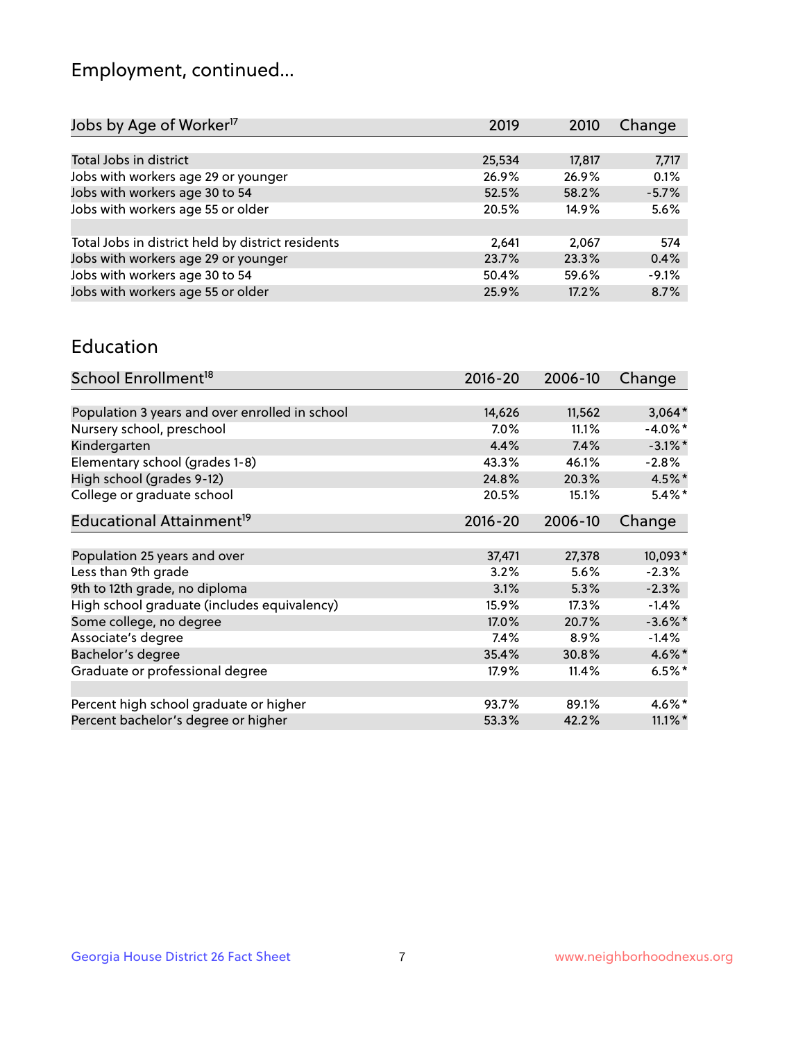## Employment, continued...

| Jobs by Age of Worker[17] | 2019 | 2010 | Change |
|---|---|---|---|
| Total Jobs in district | 25,534 | 17,817 | 7,717 |
| Jobs with workers age 29 or younger | 26.9% | 26.9% | 0.1% |
| Jobs with workers age 30 to 54 | 52.5% | 58.2% | -5.7% |
| Jobs with workers age 55 or older | 20.5% | 14.9% | 5.6% |
| | | | |
| Total Jobs in district held by district residents | 2,641 | 2,067 | 574 |
| Jobs with workers age 29 or younger | 23.7% | 23.3% | 0.4% |
| Jobs with workers age 30 to 54 | 50.4% | 59.6% | -9.1% |
| Jobs with workers age 55 or older | 25.9% | 17.2% | 8.7% |

## Education

| School Enrollment[18] | 2016-20 | 2006-10 | Change |
|---|---|---|---|
| Population 3 years and over enrolled in school | 14,626 | 11,562 | 3,064* |
| Nursery school, preschool | 7.0% | 11.1% | -4.0%* |
| Kindergarten | 4.4% | 7.4% | -3.1%* |
| Elementary school (grades 1-8) | 43.3% | 46.1% | -2.8% |
| High school (grades 9-12) | 24.8% | 20.3% | 4.5%* |
| College or graduate school | 20.5% | 15.1% | 5.4%* |

| Educational Attainment[19] | 2016-20 | 2006-10 | Change |
|---|---|---|---|
| Population 25 years and over | 37,471 | 27,378 | 10,093* |
| Less than 9th grade | 3.2% | 5.6% | -2.3% |
| 9th to 12th grade, no diploma | 3.1% | 5.3% | -2.3% |
| High school graduate (includes equivalency) | 15.9% | 17.3% | -1.4% |
| Some college, no degree | 17.0% | 20.7% | -3.6%* |
| Associate's degree | 7.4% | 8.9% | -1.4% |
| Bachelor's degree | 35.4% | 30.8% | 4.6%* |
| Graduate or professional degree | 17.9% | 11.4% | 6.5%* |
| | | | |
| Percent high school graduate or higher | 93.7% | 89.1% | 4.6%* |
| Percent bachelor's degree or higher | 53.3% | 42.2% | 11.1%* |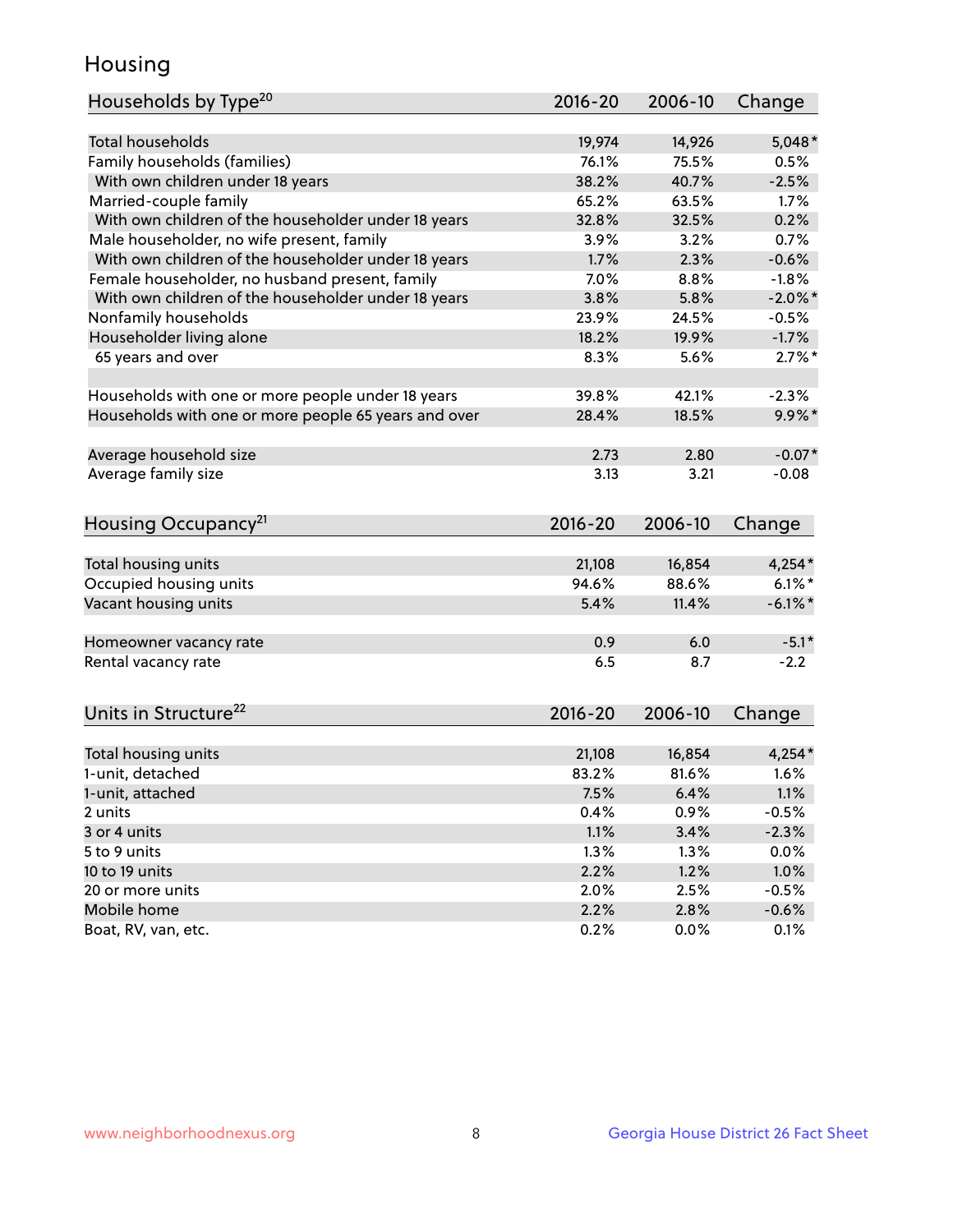## Housing

| Households by Type[20] | 2016-20 | 2006-10 | Change |
|---|---|---|---|
| Total households | 19,974 | 14,926 | 5,048* |
| Family households (families) | 76.1% | 75.5% | 0.5% |
| With own children under 18 years | 38.2% | 40.7% | -2.5% |
| Married-couple family | 65.2% | 63.5% | 1.7% |
| With own children of the householder under 18 years | 32.8% | 32.5% | 0.2% |
| Male householder, no wife present, family | 3.9% | 3.2% | 0.7% |
| With own children of the householder under 18 years | 1.7% | 2.3% | -0.6% |
| Female householder, no husband present, family | 7.0% | 8.8% | -1.8% |
| With own children of the householder under 18 years | 3.8% | 5.8% | -2.0%* |
| Nonfamily households | 23.9% | 24.5% | -0.5% |
| Householder living alone | 18.2% | 19.9% | -1.7% |
| 65 years and over | 8.3% | 5.6% | 2.7%* |
| | | | |
| Households with one or more people under 18 years | 39.8% | 42.1% | -2.3% |
| Households with one or more people 65 years and over | 28.4% | 18.5% | 9.9%* |
| | | | |
| Average household size | 2.73 | 2.80 | -0.07* |
| Average family size | 3.13 | 3.21 | -0.08 |

| Housing Occupancy[21] | 2016-20 | 2006-10 | Change |
|---|---|---|---|
| Total housing units | 21,108 | 16,854 | 4,254* |
| Occupied housing units | 94.6% | 88.6% | 6.1%* |
| Vacant housing units | 5.4% | 11.4% | -6.1%* |
| | | | |
| Homeowner vacancy rate | 0.9 | 6.0 | -5.1* |
| Rental vacancy rate | 6.5 | 8.7 | -2.2 |

| Units in Structure[22] | 2016-20 | 2006-10 | Change |
|---|---|---|---|
| Total housing units | 21,108 | 16,854 | 4,254* |
| 1-unit, detached | 83.2% | 81.6% | 1.6% |
| 1-unit, attached | 7.5% | 6.4% | 1.1% |
| 2 units | 0.4% | 0.9% | -0.5% |
| 3 or 4 units | 1.1% | 3.4% | -2.3% |
| 5 to 9 units | 1.3% | 1.3% | 0.0% |
| 10 to 19 units | 2.2% | 1.2% | 1.0% |
| 20 or more units | 2.0% | 2.5% | -0.5% |
| Mobile home | 2.2% | 2.8% | -0.6% |
| Boat, RV, van, etc. | 0.2% | 0.0% | 0.1% |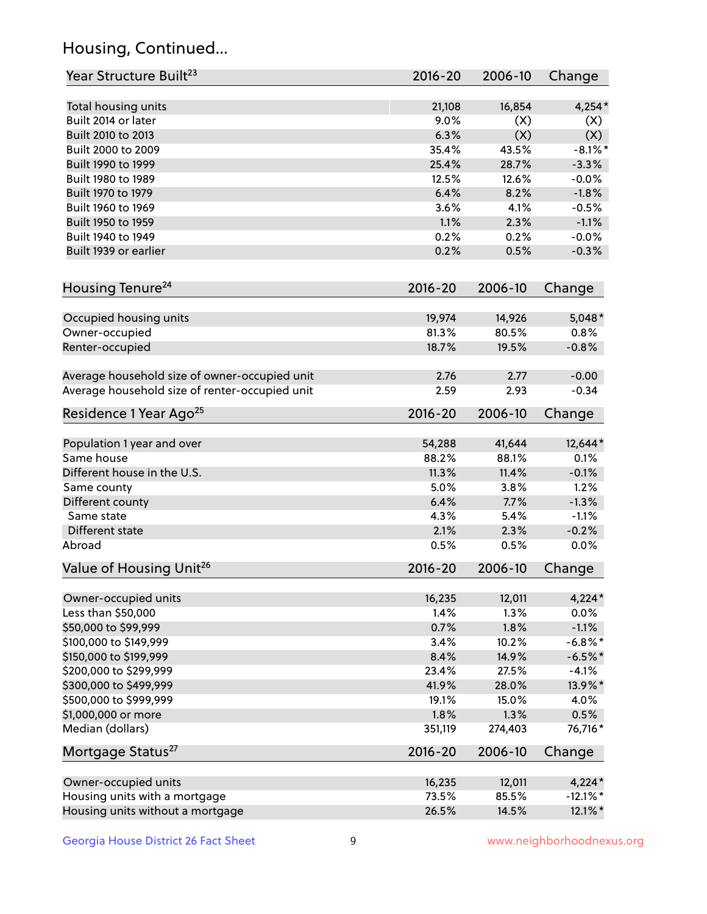## Housing, Continued...

| Year Structure Built[23] | 2016-20 | 2006-10 | Change |
|---|---|---|---|
| Total housing units | 21,108 | 16,854 | 4,254* |
| Built 2014 or later | 9.0% | (X) | (X) |
| Built 2010 to 2013 | 6.3% | (X) | (X) |
| Built 2000 to 2009 | 35.4% | 43.5% | -8.1%* |
| Built 1990 to 1999 | 25.4% | 28.7% | -3.3% |
| Built 1980 to 1989 | 12.5% | 12.6% | -0.0% |
| Built 1970 to 1979 | 6.4% | 8.2% | -1.8% |
| Built 1960 to 1969 | 3.6% | 4.1% | -0.5% |
| Built 1950 to 1959 | 1.1% | 2.3% | -1.1% |
| Built 1940 to 1949 | 0.2% | 0.2% | -0.0% |
| Built 1939 or earlier | 0.2% | 0.5% | -0.3% |

| Housing Tenure[24] | 2016-20 | 2006-10 | Change |
|---|---|---|---|
| Occupied housing units | 19,974 | 14,926 | 5,048* |
| Owner-occupied | 81.3% | 80.5% | 0.8% |
| Renter-occupied | 18.7% | 19.5% | -0.8% |
| Average household size of owner-occupied unit | 2.76 | 2.77 | -0.00 |
| Average household size of renter-occupied unit | 2.59 | 2.93 | -0.34 |

| Residence 1 Year Ago[25] | 2016-20 | 2006-10 | Change |
|---|---|---|---|
| Population 1 year and over | 54,288 | 41,644 | 12,644* |
| Same house | 88.2% | 88.1% | 0.1% |
| Different house in the U.S. | 11.3% | 11.4% | -0.1% |
| Same county | 5.0% | 3.8% | 1.2% |
| Different county | 6.4% | 7.7% | -1.3% |
| Same state | 4.3% | 5.4% | -1.1% |
| Different state | 2.1% | 2.3% | -0.2% |
| Abroad | 0.5% | 0.5% | 0.0% |

| Value of Housing Unit[26] | 2016-20 | 2006-10 | Change |
|---|---|---|---|
| Owner-occupied units | 16,235 | 12,011 | 4,224* |
| Less than $50,000 | 1.4% | 1.3% | 0.0% |
| $50,000 to $99,999 | 0.7% | 1.8% | -1.1% |
| $100,000 to $149,999 | 3.4% | 10.2% | -6.8%* |
| $150,000 to $199,999 | 8.4% | 14.9% | -6.5%* |
| $200,000 to $299,999 | 23.4% | 27.5% | -4.1% |
| $300,000 to $499,999 | 41.9% | 28.0% | 13.9%* |
| $500,000 to $999,999 | 19.1% | 15.0% | 4.0% |
| $1,000,000 or more | 1.8% | 1.3% | 0.5% |
| Median (dollars) | 351,119 | 274,403 | 76,716* |

| Mortgage Status[27] | 2016-20 | 2006-10 | Change |
|---|---|---|---|
| Owner-occupied units | 16,235 | 12,011 | 4,224* |
| Housing units with a mortgage | 73.5% | 85.5% | -12.1%* |
| Housing units without a mortgage | 26.5% | 14.5% | 12.1%* |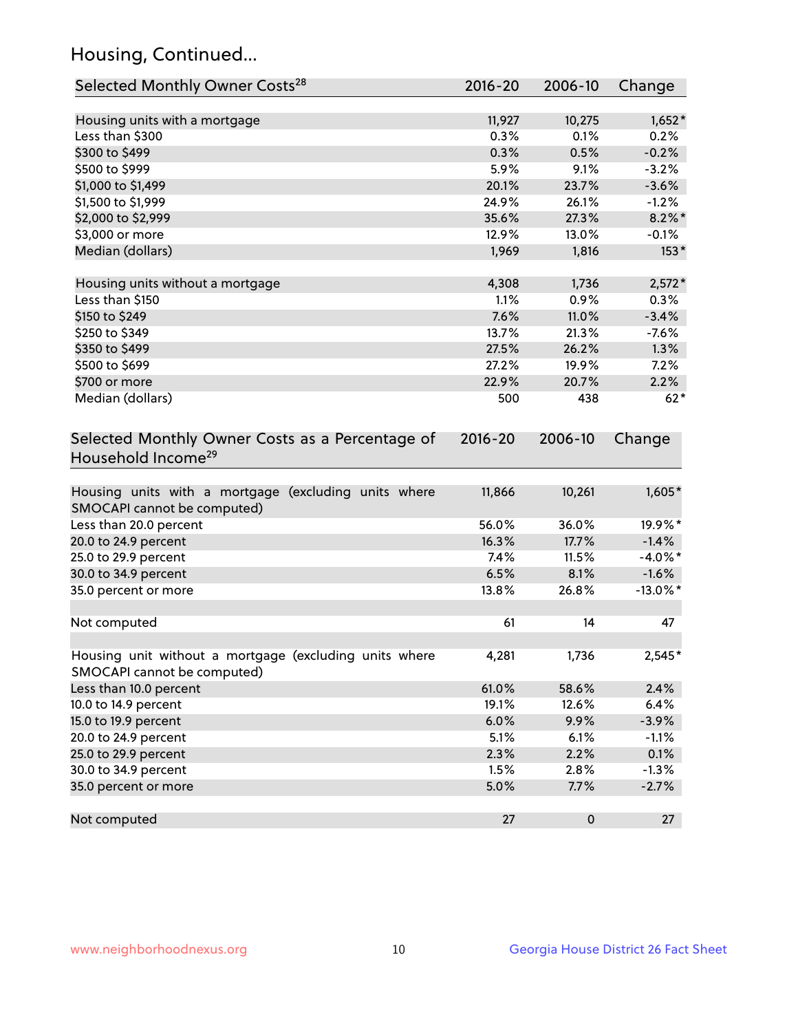## Housing, Continued...

| Selected Monthly Owner Costs[28] | 2016-20 | 2006-10 | Change |
|---|---|---|---|
| Housing units with a mortgage | 11,927 | 10,275 | 1,652* |
| Less than $300 | 0.3% | 0.1% | 0.2% |
| $300 to $499 | 0.3% | 0.5% | -0.2% |
| $500 to $999 | 5.9% | 9.1% | -3.2% |
| $1,000 to $1,499 | 20.1% | 23.7% | -3.6% |
| $1,500 to $1,999 | 24.9% | 26.1% | -1.2% |
| $2,000 to $2,999 | 35.6% | 27.3% | 8.2%* |
| $3,000 or more | 12.9% | 13.0% | -0.1% |
| Median (dollars) | 1,969 | 1,816 | 153* |
| | | | |
| Housing units without a mortgage | 4,308 | 1,736 | 2,572* |
| Less than $150 | 1.1% | 0.9% | 0.3% |
| $150 to $249 | 7.6% | 11.0% | -3.4% |
| $250 to $349 | 13.7% | 21.3% | -7.6% |
| $350 to $499 | 27.5% | 26.2% | 1.3% |
| $500 to $699 | 27.2% | 19.9% | 7.2% |
| $700 or more | 22.9% | 20.7% | 2.2% |
| Median (dollars) | 500 | 438 | 62* |

| Selected Monthly Owner Costs as a Percentage of Household Income[29] | 2016-20 | 2006-10 | Change |
|---|---|---|---|
| Housing units with a mortgage (excluding units where SMOCAPI cannot be computed) | 11,866 | 10,261 | 1,605* |
| Less than 20.0 percent | 56.0% | 36.0% | 19.9%* |
| 20.0 to 24.9 percent | 16.3% | 17.7% | -1.4% |
| 25.0 to 29.9 percent | 7.4% | 11.5% | -4.0%* |
| 30.0 to 34.9 percent | 6.5% | 8.1% | -1.6% |
| 35.0 percent or more | 13.8% | 26.8% | -13.0%* |
| | | | |
| Not computed | 61 | 14 | 47 |
| | | | |
| Housing unit without a mortgage (excluding units where SMOCAPI cannot be computed) | 4,281 | 1,736 | 2,545* |
| Less than 10.0 percent | 61.0% | 58.6% | 2.4% |
| 10.0 to 14.9 percent | 19.1% | 12.6% | 6.4% |
| 15.0 to 19.9 percent | 6.0% | 9.9% | -3.9% |
| 20.0 to 24.9 percent | 5.1% | 6.1% | -1.1% |
| 25.0 to 29.9 percent | 2.3% | 2.2% | 0.1% |
| 30.0 to 34.9 percent | 1.5% | 2.8% | -1.3% |
| 35.0 percent or more | 5.0% | 7.7% | -2.7% |
| | | | |
| Not computed | 27 | 0 | 27 |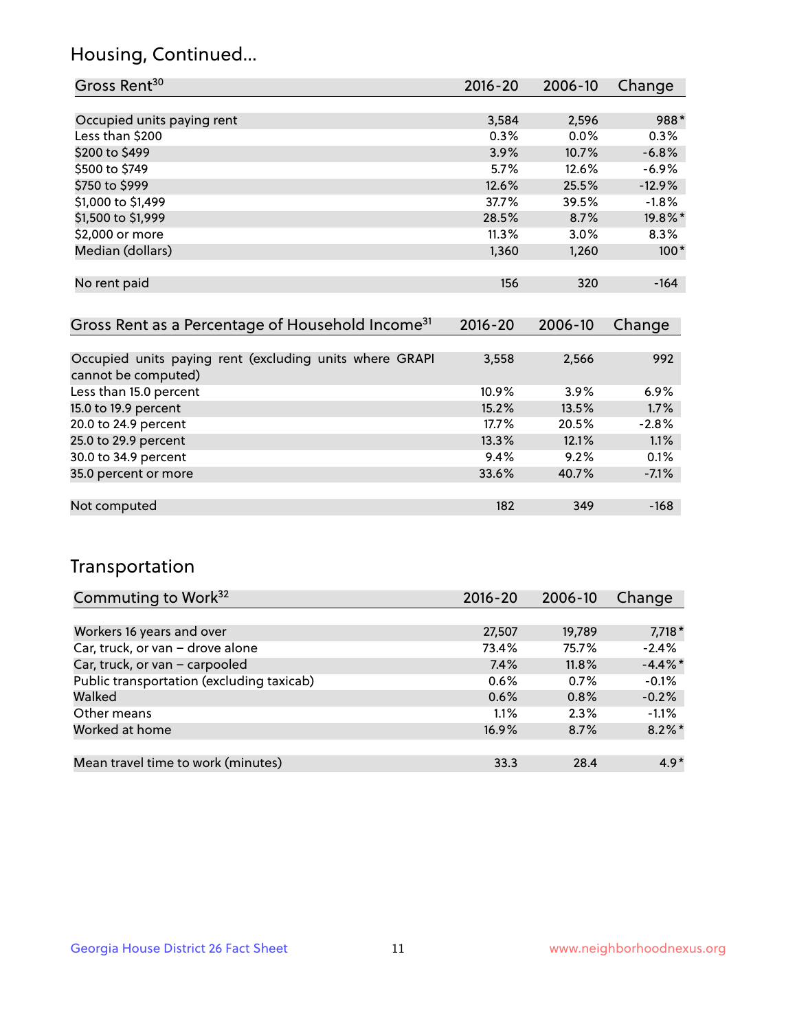## Housing, Continued...

| Gross Rent[30] | 2016-20 | 2006-10 | Change |
|---|---|---|---|
| Occupied units paying rent | 3,584 | 2,596 | 988* |
| Less than $200 | 0.3% | 0.0% | 0.3% |
| $200 to $499 | 3.9% | 10.7% | -6.8% |
| $500 to $749 | 5.7% | 12.6% | -6.9% |
| $750 to $999 | 12.6% | 25.5% | -12.9% |
| $1,000 to $1,499 | 37.7% | 39.5% | -1.8% |
| $1,500 to $1,999 | 28.5% | 8.7% | 19.8%* |
| $2,000 or more | 11.3% | 3.0% | 8.3% |
| Median (dollars) | 1,360 | 1,260 | 100* |
| No rent paid | 156 | 320 | -164 |

| Gross Rent as a Percentage of Household Income[31] | 2016-20 | 2006-10 | Change |
|---|---|---|---|
| Occupied units paying rent (excluding units where GRAPI cannot be computed) | 3,558 | 2,566 | 992 |
| Less than 15.0 percent | 10.9% | 3.9% | 6.9% |
| 15.0 to 19.9 percent | 15.2% | 13.5% | 1.7% |
| 20.0 to 24.9 percent | 17.7% | 20.5% | -2.8% |
| 25.0 to 29.9 percent | 13.3% | 12.1% | 1.1% |
| 30.0 to 34.9 percent | 9.4% | 9.2% | 0.1% |
| 35.0 percent or more | 33.6% | 40.7% | -7.1% |
| Not computed | 182 | 349 | -168 |

## Transportation

| Commuting to Work[32] | 2016-20 | 2006-10 | Change |
|---|---|---|---|
| Workers 16 years and over | 27,507 | 19,789 | 7,718* |
| Car, truck, or van – drove alone | 73.4% | 75.7% | -2.4% |
| Car, truck, or van – carpooled | 7.4% | 11.8% | -4.4%* |
| Public transportation (excluding taxicab) | 0.6% | 0.7% | -0.1% |
| Walked | 0.6% | 0.8% | -0.2% |
| Other means | 1.1% | 2.3% | -1.1% |
| Worked at home | 16.9% | 8.7% | 8.2%* |
| Mean travel time to work (minutes) | 33.3 | 28.4 | 4.9* |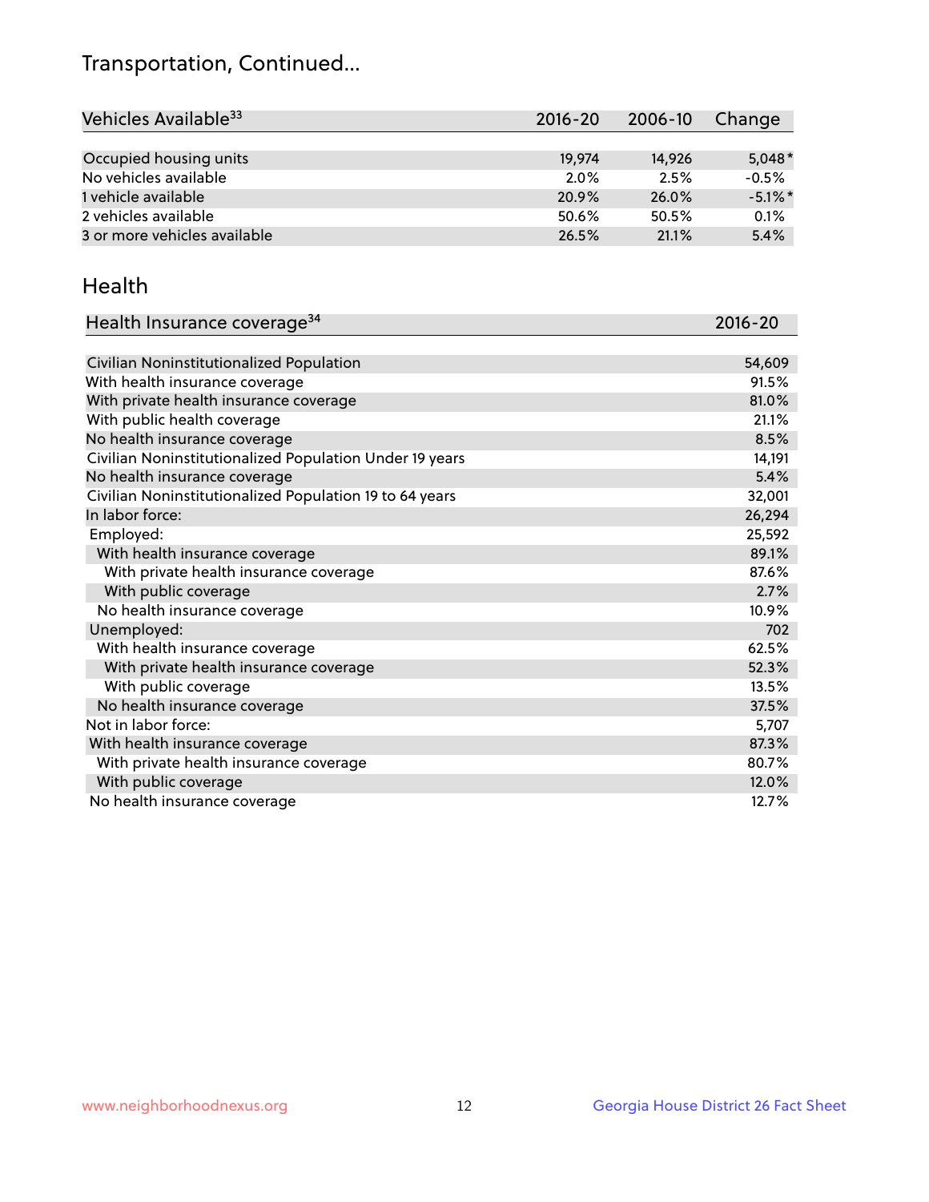# Transportation, Continued...

| Vehicles Available[33] | 2016-20 | 2006-10 | Change |
|---|---|---|---|
| Occupied housing units | 19,974 | 14,926 | 5,048* |
| No vehicles available | 2.0% | 2.5% | -0.5% |
| 1 vehicle available | 20.9% | 26.0% | -5.1%* |
| 2 vehicles available | 50.6% | 50.5% | 0.1% |
| 3 or more vehicles available | 26.5% | 21.1% | 5.4% |

## Health

| Health Insurance coverage[34] | 2016-20 |
|---|---|
| Civilian Noninstitutionalized Population | 54,609 |
| With health insurance coverage | 91.5% |
| With private health insurance coverage | 81.0% |
| With public health coverage | 21.1% |
| No health insurance coverage | 8.5% |
| Civilian Noninstitutionalized Population Under 19 years | 14,191 |
| No health insurance coverage | 5.4% |
| Civilian Noninstitutionalized Population 19 to 64 years | 32,001 |
| In labor force: | 26,294 |
| Employed: | 25,592 |
| With health insurance coverage | 89.1% |
| With private health insurance coverage | 87.6% |
| With public coverage | 2.7% |
| No health insurance coverage | 10.9% |
| Unemployed: | 702 |
| With health insurance coverage | 62.5% |
| With private health insurance coverage | 52.3% |
| With public coverage | 13.5% |
| No health insurance coverage | 37.5% |
| Not in labor force: | 5,707 |
| With health insurance coverage | 87.3% |
| With private health insurance coverage | 80.7% |
| With public coverage | 12.0% |
| No health insurance coverage | 12.7% |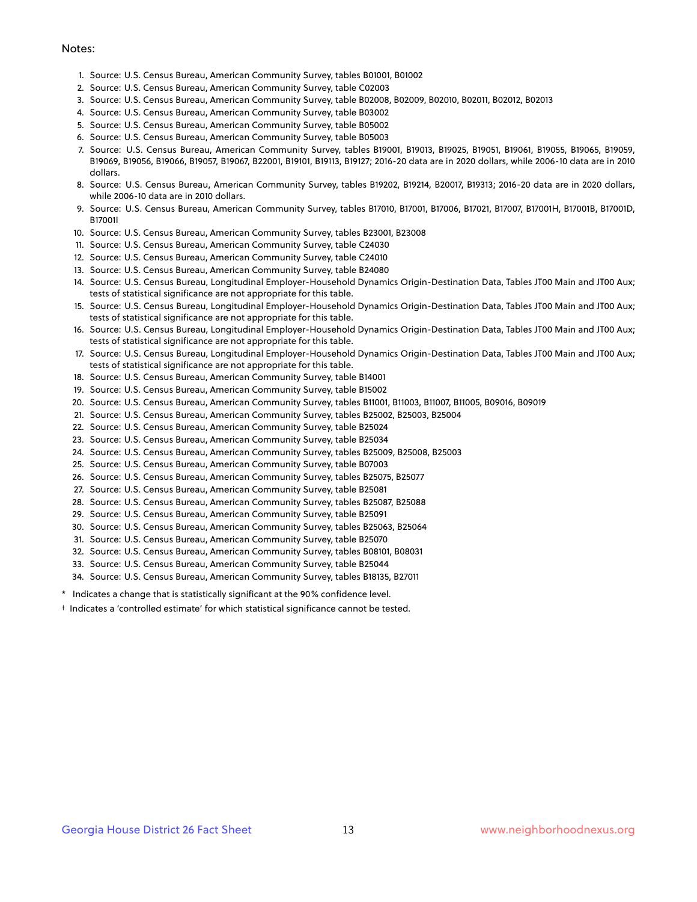Notes:

1. Source: U.S. Census Bureau, American Community Survey, tables B01001, B01002
2. Source: U.S. Census Bureau, American Community Survey, table C02003
3. Source: U.S. Census Bureau, American Community Survey, table B02008, B02009, B02010, B02011, B02012, B02013
4. Source: U.S. Census Bureau, American Community Survey, table B03002
5. Source: U.S. Census Bureau, American Community Survey, table B05002
6. Source: U.S. Census Bureau, American Community Survey, table B05003
7. Source: U.S. Census Bureau, American Community Survey, tables B19001, B19013, B19025, B19051, B19061, B19055, B19065, B19059, B19069, B19056, B19066, B19057, B19067, B22001, B19101, B19113, B19127; 2016-20 data are in 2020 dollars, while 2006-10 data are in 2010 dollars.
8. Source: U.S. Census Bureau, American Community Survey, tables B19202, B19214, B20017, B19313; 2016-20 data are in 2020 dollars, while 2006-10 data are in 2010 dollars.
9. Source: U.S. Census Bureau, American Community Survey, tables B17010, B17001, B17006, B17021, B17007, B17001H, B17001B, B17001D, B17001I
10. Source: U.S. Census Bureau, American Community Survey, tables B23001, B23008
11. Source: U.S. Census Bureau, American Community Survey, table C24030
12. Source: U.S. Census Bureau, American Community Survey, table C24010
13. Source: U.S. Census Bureau, American Community Survey, table B24080
14. Source: U.S. Census Bureau, Longitudinal Employer-Household Dynamics Origin-Destination Data, Tables JT00 Main and JT00 Aux; tests of statistical significance are not appropriate for this table.
15. Source: U.S. Census Bureau, Longitudinal Employer-Household Dynamics Origin-Destination Data, Tables JT00 Main and JT00 Aux; tests of statistical significance are not appropriate for this table.
16. Source: U.S. Census Bureau, Longitudinal Employer-Household Dynamics Origin-Destination Data, Tables JT00 Main and JT00 Aux; tests of statistical significance are not appropriate for this table.
17. Source: U.S. Census Bureau, Longitudinal Employer-Household Dynamics Origin-Destination Data, Tables JT00 Main and JT00 Aux; tests of statistical significance are not appropriate for this table.
18. Source: U.S. Census Bureau, American Community Survey, table B14001
19. Source: U.S. Census Bureau, American Community Survey, table B15002
20. Source: U.S. Census Bureau, American Community Survey, tables B11001, B11003, B11007, B11005, B09016, B09019
21. Source: U.S. Census Bureau, American Community Survey, tables B25002, B25003, B25004
22. Source: U.S. Census Bureau, American Community Survey, table B25024
23. Source: U.S. Census Bureau, American Community Survey, table B25034
24. Source: U.S. Census Bureau, American Community Survey, tables B25009, B25008, B25003
25. Source: U.S. Census Bureau, American Community Survey, table B07003
26. Source: U.S. Census Bureau, American Community Survey, tables B25075, B25077
27. Source: U.S. Census Bureau, American Community Survey, table B25081
28. Source: U.S. Census Bureau, American Community Survey, tables B25087, B25088
29. Source: U.S. Census Bureau, American Community Survey, table B25091
30. Source: U.S. Census Bureau, American Community Survey, tables B25063, B25064
31. Source: U.S. Census Bureau, American Community Survey, table B25070
32. Source: U.S. Census Bureau, American Community Survey, tables B08101, B08031
33. Source: U.S. Census Bureau, American Community Survey, table B25044
34. Source: U.S. Census Bureau, American Community Survey, tables B18135, B27011

\* Indicates a change that is statistically significant at the 90% confidence level.

† Indicates a 'controlled estimate' for which statistical significance cannot be tested.